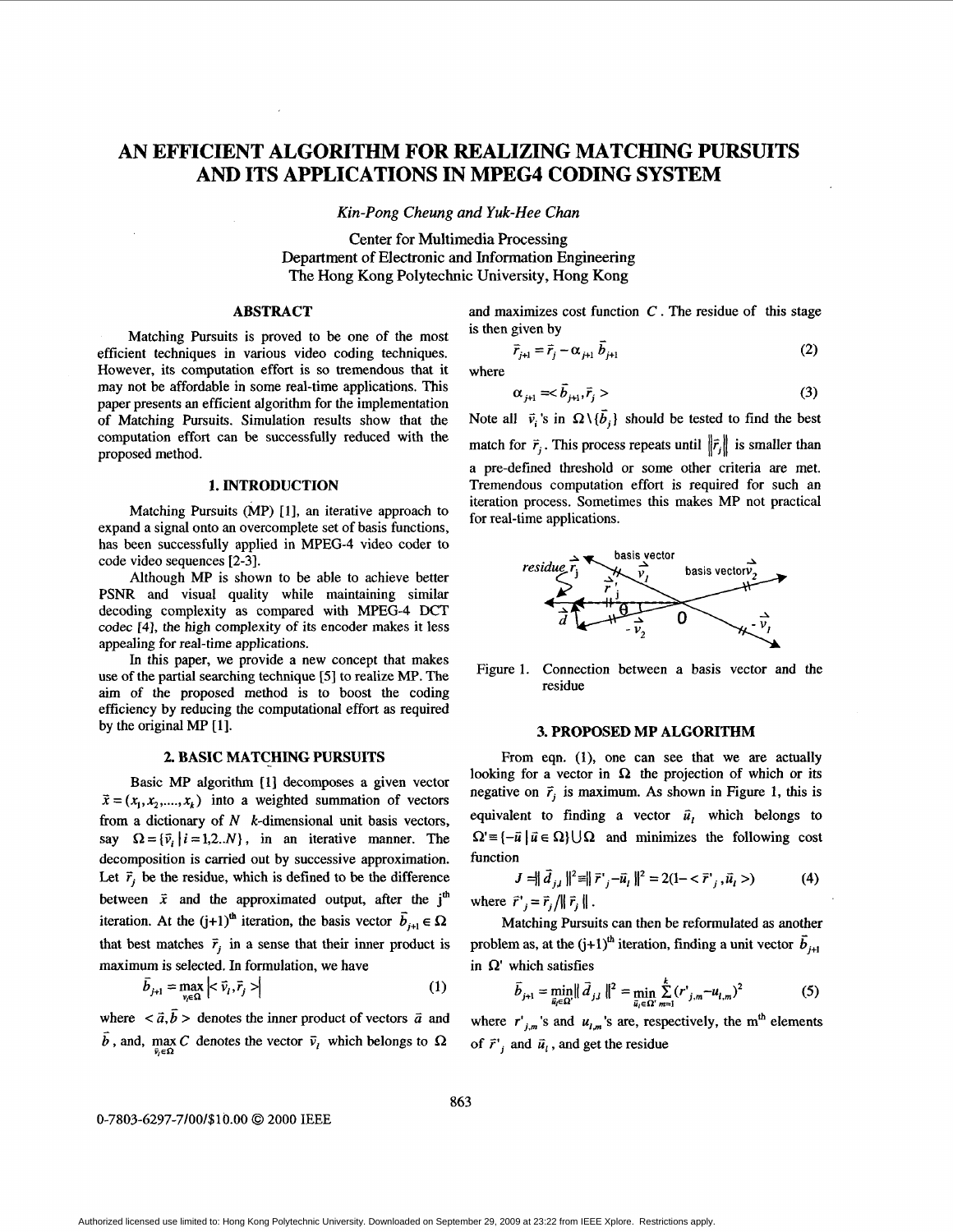# AN EFFICIENT ALGORITHM FOR REALIZING MATCHING PURSUITS AND ITS APPLICATIONS IN MPEG4 CODING SYSTEM

*Kin-Pong Cheung and Yuk-Hee Chan*

Center for Multimedia Processing
Department of Electronic and Information Engineering
The Hong Kong Polytechnic University, Hong Kong

## ABSTRACT

Matching Pursuits is proved to be one of the most efficient techniques in various video coding techniques. However, its computation effort is so tremendous that it may not be affordable in some real-time applications. This paper presents an efficient algorithm for the implementation of Matching Pursuits. Simulation results show that the computation effort can be successfully reduced with the proposed method.

## 1. INTRODUCTION

Matching Pursuits (MP) [1], an iterative approach to expand a signal onto an overcomplete set of basis functions, has been successfully applied in MPEG-4 video coder to code video sequences [2-3].

Although MP is shown to be able to achieve better PSNR and visual quality while maintaining similar decoding complexity as compared with MPEG-4 DCT codec [4], the high complexity of its encoder makes it less appealing for real-time applications.

In this paper, we provide a new concept that makes use of the partial searching technique [5] to realize MP. The aim of the proposed method is to boost the coding efficiency by reducing the computational effort as required by the original MP [1].

## 2. BASIC MATCHING PURSUITS

Basic MP algorithm [1] decomposes a given vector $\vec{x} = (x_1, x_2, ..., x_k)$ into a weighted summation of vectors from a dictionary of $N$ $k$-dimensional unit basis vectors, say $\Omega = \{\vec{v}_i \mid i = 1,2..N\}$, in an iterative manner. The decomposition is carried out by successive approximation. Let $\vec{r}_j$ be the residue, which is defined to be the difference between $\vec{x}$ and the approximated output, after the j[th] iteration. At the (j+1)[th] iteration, the basis vector $\vec{b}_{j+1} \in \Omega$ that best matches $\vec{r}_j$ in a sense that their inner product is maximum is selected. In formulation, we have

$$\vec{b}_{j+1} = \max_{\vec{v}_l \in \Omega} \left| < \vec{v}_l, \vec{r}_j > \right| \tag{1}$$

where $< \vec{a}, \vec{b} >$ denotes the inner product of vectors $\vec{a}$ and $\vec{b}$, and, $\max_{\vec{v}_l \in \Omega} C$ denotes the vector $\vec{v}_l$ which belongs to $\Omega$ and maximizes cost function $C$. The residue of this stage is then given by

$$\vec{r}_{j+1} = \vec{r}_j - \alpha_{j+1} \vec{b}_{j+1} \tag{2}$$

where

$$\alpha_{j+1} = < \vec{b}_{j+1}, \vec{r}_j > \tag{3}$$

Note all $\vec{v}_i$'s in $\Omega \setminus \{\vec{b}_j\}$ should be tested to find the best match for $\vec{r}_j$. This process repeats until $\|\vec{r}_j\|$ is smaller than a pre-defined threshold or some other criteria are met. Tremendous computation effort is required for such an iteration process. Sometimes this makes MP not practical for real-time applications.

Figure 1. Connection between a basis vector and the residue

## 3. PROPOSED MP ALGORITHM

From eqn. (1), one can see that we are actually looking for a vector in $\Omega$ the projection of which or its negative on $\vec{r}_j$ is maximum. As shown in Figure 1, this is equivalent to finding a vector $\vec{u}_l$ which belongs to $\Omega' \equiv \{-\vec{u} \mid \vec{u} \in \Omega\} \cup \Omega$ and minimizes the following cost function

$$J = \| \vec{d}_{j,l} \|^2 \equiv \| \vec{r}'_j - \vec{u}_l \|^2 = 2(1 - < \vec{r}'_j, \vec{u}_l >) \tag{4}$$

where $\vec{r}'_j = \vec{r}_j / \| \vec{r}_j \|$.

Matching Pursuits can then be reformulated as another problem as, at the (j+1)[th] iteration, finding a unit vector $\vec{b}_{j+1}$ in $\Omega'$ which satisfies

$$\vec{b}_{j+1} = \min_{\vec{u}_l \in \Omega'} \| \vec{d}_{j,l} \|^2 = \min_{\vec{u}_l \in \Omega'} \sum_{m=1}^{k} (r'_{j,m} - u_{l,m})^2 \tag{5}$$

where $r'_{j,m}$'s and $u_{l,m}$'s are, respectively, the m[th] elements of $\vec{r}'_j$ and $\vec{u}_l$, and get the residue

0-7803-6297-7/00/$10.00 © 2000 IEEE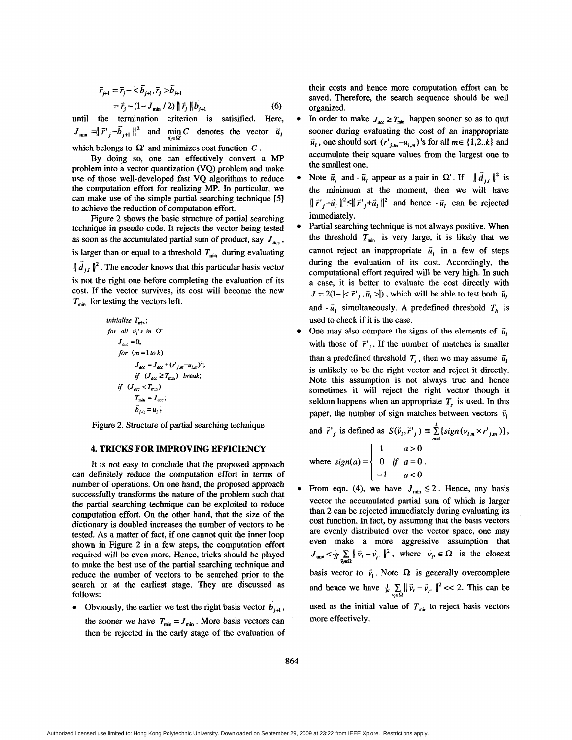$$\vec{r}_{j+1} = \vec{r}_j - \langle \vec{b}_{j+1}, \vec{r}_j \rangle \vec{b}_{j+1}$$
$$= \vec{r}_j - (1 - J_{\min}/2) \| \vec{r}_j \| \vec{b}_{j+1} \quad (6)$$

until the termination criterion is satisified. Here, $J_{\min} = \| \vec{r}'_j - \vec{b}_{j+1} \|^2$ and $\min_{\vec{u}_l \in \Omega'} C$ denotes the vector $\vec{u}_l$ which belongs to $\Omega'$ and minimizes cost function $C$.

By doing so, one can effectively convert a MP problem into a vector quantization (VQ) problem and make use of those well-developed fast VQ algorithms to reduce the computation effort for realizing MP. In particular, we can make use of the simple partial searching technique [5] to achieve the reduction of computation effort.

Figure 2 shows the basic structure of partial searching technique in pseudo code. It rejects the vector being tested as soon as the accumulated partial sum of product, say $J_{acc}$, is larger than or equal to a threshold $T_{\min}$ during evaluating $\| \vec{d}_{jl} \|^2$. The encoder knows that this particular basis vector is not the right one before completing the evaluation of its cost. If the vector survives, its cost will become the new $T_{\min}$ for testing the vectors left.

```
initialize T_min;
for all u_l's in Ω'
    J_acc = 0;
    for (m = 1 to k)
        J_acc = J_acc + (r'_{j,m} - u_{l,m})^2;
        if (J_acc ≥ T_min) break;
    if (J_acc < T_min)
        T_min = J_acc;
        b_{j+1} = u_l;
```

Figure 2. Structure of partial searching technique

## 4. TRICKS FOR IMPROVING EFFICIENCY

It is not easy to conclude that the proposed approach can definitely reduce the computation effort in terms of number of operations. On one hand, the proposed approach successfully transforms the nature of the problem such that the partial searching technique can be exploited to reduce computation effort. On the other hand, that the size of the dictionary is doubled increases the number of vectors to be tested. As a matter of fact, if one cannot quit the inner loop shown in Figure 2 in a few steps, the computation effort required will be even more. Hence, tricks should be played to make the best use of the partial searching technique and reduce the number of vectors to be searched prior to the search or at the earliest stage. They are discussed as follows:

- Obviously, the earlier we test the right basis vector $\vec{b}_{j+1}$, the sooner we have $T_{\min} = J_{\min}$. More basis vectors can then be rejected in the early stage of the evaluation of their costs and hence more computation effort can be saved. Therefore, the search sequence should be well organized.
- In order to make $J_{acc} \geq T_{\min}$ happen sooner so as to quit sooner during evaluating the cost of an inappropriate $\vec{u}_l$, one should sort $(r'_{j,m} - u_{l,m})$'s for all $m \in \{1,2..k\}$ and accumulate their square values from the largest one to the smallest one.
- Note $\vec{u}_l$ and $-\vec{u}_l$ appear as a pair in $\Omega'$. If $\| \vec{d}_{jl} \|^2$ is the minimum at the moment, then we will have $\| \vec{r}'_j - \vec{u}_l \|^2 \leq \| \vec{r}'_j + \vec{u}_l \|^2$ and hence $-\vec{u}_l$ can be rejected immediately.
- Partial searching technique is not always positive. When the threshold $T_{\min}$ is very large, it is likely that we cannot reject an inappropriate $\vec{u}_l$ in a few of steps during the evaluation of its cost. Accordingly, the computational effort required will be very high. In such a case, it is better to evaluate the cost directly with $J = 2(1 - |\langle \vec{r}'_j, \vec{u}_l \rangle|)$, which will be able to test both $\vec{u}_l$ and $-\vec{u}_l$ simultaneously. A predefined threshold $T_h$ is used to check if it is the case.
- One may also compare the signs of the elements of $\vec{u}_l$ with those of $\vec{r}'_j$. If the number of matches is smaller than a predefined threshold $T_s$, then we may assume $\vec{u}_l$ is unlikely to be the right vector and reject it directly. Note this assumption is not always true and hence sometimes it will reject the right vector though it seldom happens when an appropriate $T_s$ is used. In this paper, the number of sign matches between vectors $\vec{v}_l$ and $\vec{r}'_j$ is defined as $S(\vec{v}_l, \vec{r}'_j) \equiv \sum_{m=1}^{k} \{sign(v_{l,m} \times r'_{j,m})\}$, where $sign(a) = \begin{cases} 1 & a > 0 \\ 0 & \text{if } a = 0 \\ -1 & a < 0 \end{cases}$.
- From eqn. (4), we have $J_{\min} \leq 2$. Hence, any basis vector the accumulated partial sum of which is larger than 2 can be rejected immediately during evaluating its cost function. In fact, by assuming that the basis vectors are evenly distributed over the vector space, one may even make a more aggressive assumption that $J_{\min} < \frac{1}{N} \sum_{\vec{v}_l \in \Omega} \| \vec{v}_l - \vec{v}_{l^*} \|^2$, where $\vec{v}_{l^*} \in \Omega$ is the closest basis vector to $\vec{v}_l$. Note $\Omega$ is generally overcomplete and hence we have $\frac{1}{N} \sum_{\vec{v}_l \in \Omega} \| \vec{v}_l - \vec{v}_{l^*} \|^2 << 2$. This can be used as the initial value of $T_{\min}$ to reject basis vectors more effectively.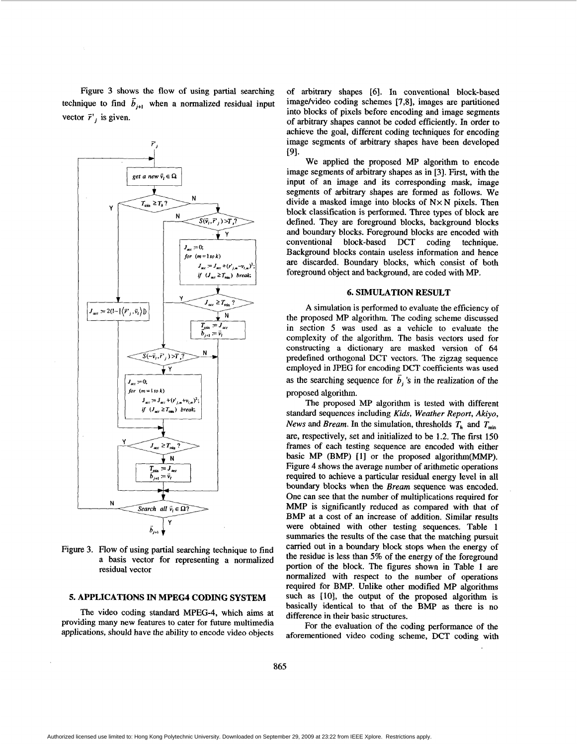Figure 3 shows the flow of using partial searching technique to find $\bar{b}_{j+1}$ when a normalized residual input vector $\bar{r}'_j$ is given.

Figure 3. Flow of using partial searching technique to find a basis vector for representing a normalized residual vector

## 5. APPLICATIONS IN MPEG4 CODING SYSTEM

The video coding standard MPEG-4, which aims at providing many new features to cater for future multimedia applications, should have the ability to encode video objects of arbitrary shapes [6]. In conventional block-based image/video coding schemes [7,8], images are partitioned into blocks of pixels before encoding and image segments of arbitrary shapes cannot be coded efficiently. In order to achieve the goal, different coding techniques for encoding image segments of arbitrary shapes have been developed [9].

We applied the proposed MP algorithm to encode image segments of arbitrary shapes as in [3]. First, with the input of an image and its corresponding mask, image segments of arbitrary shapes are formed as follows. We divide a masked image into blocks of $N \times N$ pixels. Then block classification is performed. Three types of block are defined. They are foreground blocks, background blocks and boundary blocks. Foreground blocks are encoded with conventional block-based DCT coding technique. Background blocks contain useless information and hence are discarded. Boundary blocks, which consist of both foreground object and background, are coded with MP.

## 6. SIMULATION RESULT

A simulation is performed to evaluate the efficiency of the proposed MP algorithm. The coding scheme discussed in section 5 was used as a vehicle to evaluate the complexity of the algorithm. The basis vectors used for constructing a dictionary are masked version of 64 predefined orthogonal DCT vectors. The zigzag sequence employed in JPEG for encoding DCT coefficients was used as the searching sequence for $\bar{b}_j$'s in the realization of the proposed algorithm.

The proposed MP algorithm is tested with different standard sequences including *Kids*, *Weather Report*, *Akiyo*, *News* and *Bream*. In the simulation, thresholds $T_h$ and $T_{min}$ are, respectively, set and initialized to be 1.2. The first 150 frames of each testing sequence are encoded with either basic MP (BMP) [1] or the proposed algorithm(MMP). Figure 4 shows the average number of arithmetic operations required to achieve a particular residual energy level in all boundary blocks when the *Bream* sequence was encoded. One can see that the number of multiplications required for MMP is significantly reduced as compared with that of BMP at a cost of an increase of addition. Similar results were obtained with other testing sequences. Table 1 summaries the results of the case that the matching pursuit carried out in a boundary block stops when the energy of the residue is less than 5% of the energy of the foreground portion of the block. The figures shown in Table 1 are normalized with respect to the number of operations required for BMP. Unlike other modified MP algorithms such as [10], the output of the proposed algorithm is basically identical to that of the BMP as there is no difference in their basic structures.

For the evaluation of the coding performance of the aforementioned video coding scheme, DCT coding with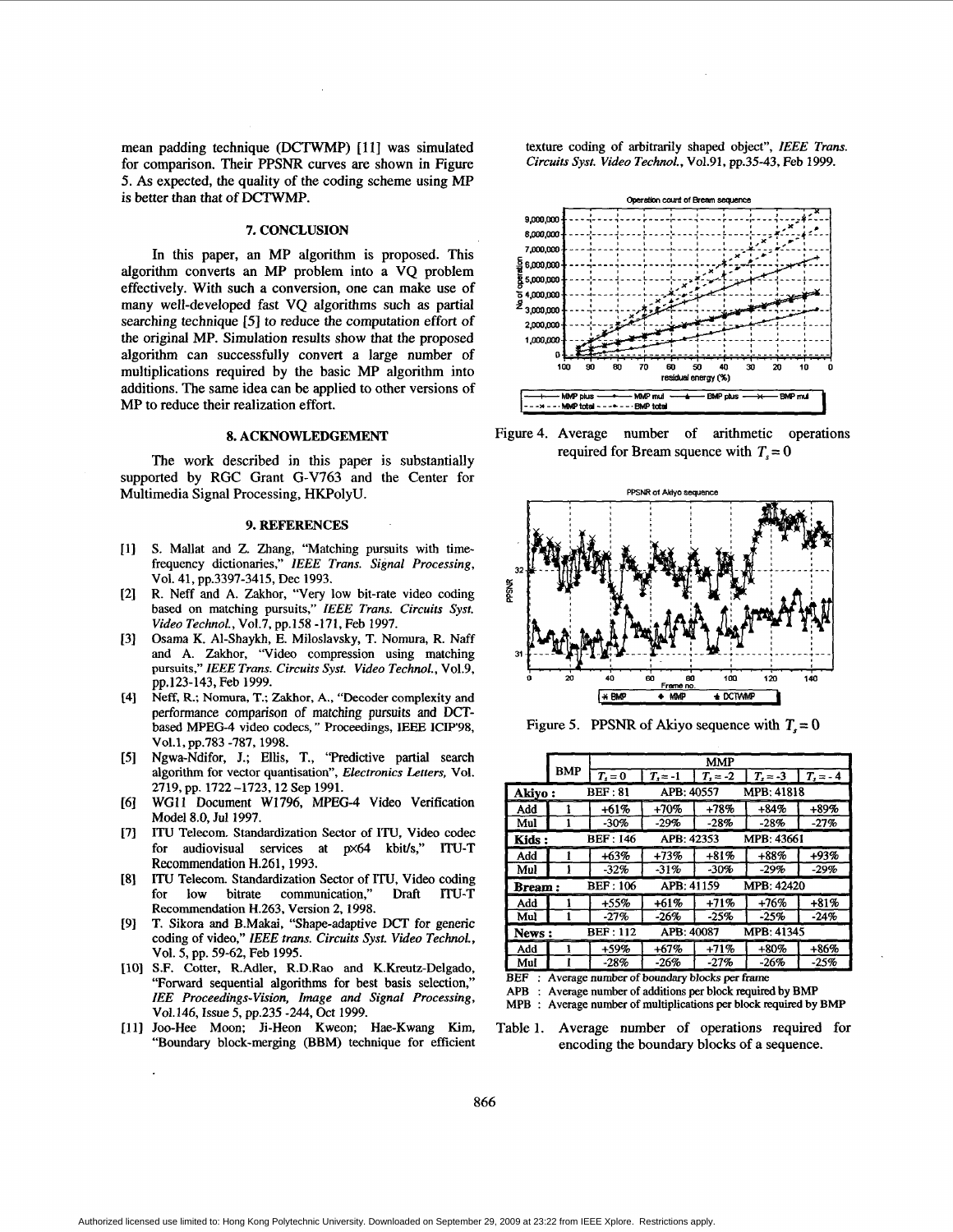mean padding technique (DCTWMP) [11] was simulated for comparison. Their PPSNR curves are shown in Figure 5. As expected, the quality of the coding scheme using MP is better than that of DCTWMP.

## 7. CONCLUSION

In this paper, an MP algorithm is proposed. This algorithm converts an MP problem into a VQ problem effectively. With such a conversion, one can make use of many well-developed fast VQ algorithms such as partial searching technique [5] to reduce the computation effort of the original MP. Simulation results show that the proposed algorithm can successfully convert a large number of multiplications required by the basic MP algorithm into additions. The same idea can be applied to other versions of MP to reduce their realization effort.

## 8. ACKNOWLEDGEMENT

The work described in this paper is substantially supported by RGC Grant G-V763 and the Center for Multimedia Signal Processing, HKPolyU.

## 9. REFERENCES

[1] S. Mallat and Z. Zhang, "Matching pursuits with time-frequency dictionaries," *IEEE Trans. Signal Processing*, Vol. 41, pp.3397-3415, Dec 1993.

[2] R. Neff and A. Zakhor, "Very low bit-rate video coding based on matching pursuits," *IEEE Trans. Circuits Syst. Video Technol.*, Vol.7, pp.158 -171, Feb 1997.

[3] Osama K. Al-Shaykh, E. Miloslavsky, T. Nomura, R. Naff and A. Zakhor, "Video compression using matching pursuits," *IEEE Trans. Circuits Syst. Video Technol.*, Vol.9, pp.123-143, Feb 1999.

[4] Neff, R.; Nomura, T.; Zakhor, A., "Decoder complexity and performance comparison of matching pursuits and DCT-based MPEG-4 video codecs," Proceedings, IEEE ICIP'98, Vol.1, pp.783 -787, 1998.

[5] Ngwa-Ndifor, J.; Ellis, T., "Predictive partial search algorithm for vector quantisation", *Electronics Letters*, Vol. 2719, pp. 1722 -1723, 12 Sep 1991.

[6] WG11 Document W1796, MPEG-4 Video Verification Model 8.0, Jul 1997.

[7] ITU Telecom. Standardization Sector of ITU, Video codec for audiovisual services at px64 kbit/s," ITU-T Recommendation H.261, 1993.

[8] ITU Telecom. Standardization Sector of ITU, Video coding for low bitrate communication," Draft ITU-T Recommendation H.263, Version 2, 1998.

[9] T. Sikora and B.Makai, "Shape-adaptive DCT for generic coding of video," *IEEE trans. Circuits Syst. Video Technol.*, Vol. 5, pp. 59-62, Feb 1995.

[10] S.F. Cotter, R.Adler, R.D.Rao and K.Kreutz-Delgado, "Forward sequential algorithms for best basis selection," *IEE Proceedings-Vision, Image and Signal Processing*, Vol.146, Issue 5, pp.235 -244, Oct 1999.

[11] Joo-Hee Moon; Ji-Heon Kweon; Hae-Kwang Kim, "Boundary block-merging (BBM) technique for efficient texture coding of arbitrarily shaped object", *IEEE Trans. Circuits Syst. Video Technol.*, Vol.91, pp.35-43, Feb 1999.

Operation count of Bream sequence

No. of operation

9,000,000
8,000,000
7,000,000
6,000,000
5,000,000
4,000,000
3,000,000
2,000,000
1,000,000
0

100 90 80 70 60 50 40 30 20 10 0

residual energy (%)

MMP plus, MMP mul, BMP plus, BMP mul, MMP total, BMP total

Figure 4. Average number of arithmetic operations required for Bream squence with $T_s = 0$

PPSNR of Akiyo sequence

PPSNR

32
31

0 20 40 60 80 100 120 140

Frame no.

BMP, MMP, DCTWMP

Figure 5. PPSNR of Akiyo sequence with $T_s = 0$

| | BMP | MMP | | | | |
|---|---|---|---|---|---|---|
| | | $T_s = 0$ | $T_s = -1$ | $T_s = -2$ | $T_s = -3$ | $T_s = -4$ |
| **Akiyo :** | | BEF : 81 | APB: 40557 | | MPB: 41818 | |
| Add | 1 | +61% | +70% | +78% | +84% | +89% |
| Mul | 1 | -30% | -29% | -28% | -28% | -27% |
| **Kids :** | | BEF : 146 | APB: 42353 | | MPB: 43661 | |
| Add | 1 | +63% | +73% | +81% | +88% | +93% |
| Mul | 1 | -32% | -31% | -30% | -29% | -29% |
| **Bream :** | | BEF : 106 | APB: 41159 | | MPB: 42420 | |
| Add | 1 | +55% | +61% | +71% | +76% | +81% |
| Mul | 1 | -27% | -26% | -25% | -25% | -24% |
| **News :** | | BEF : 112 | APB: 40087 | | MPB: 41345 | |
| Add | 1 | +59% | +67% | +71% | +80% | +86% |
| Mul | 1 | -28% | -26% | -27% | -26% | -25% |

BEF : Average number of boundary blocks per frame
APB : Average number of additions per block required by BMP
MPB : Average number of multiplications per block required by BMP

Table 1. Average number of operations required for encoding the boundary blocks of a sequence.